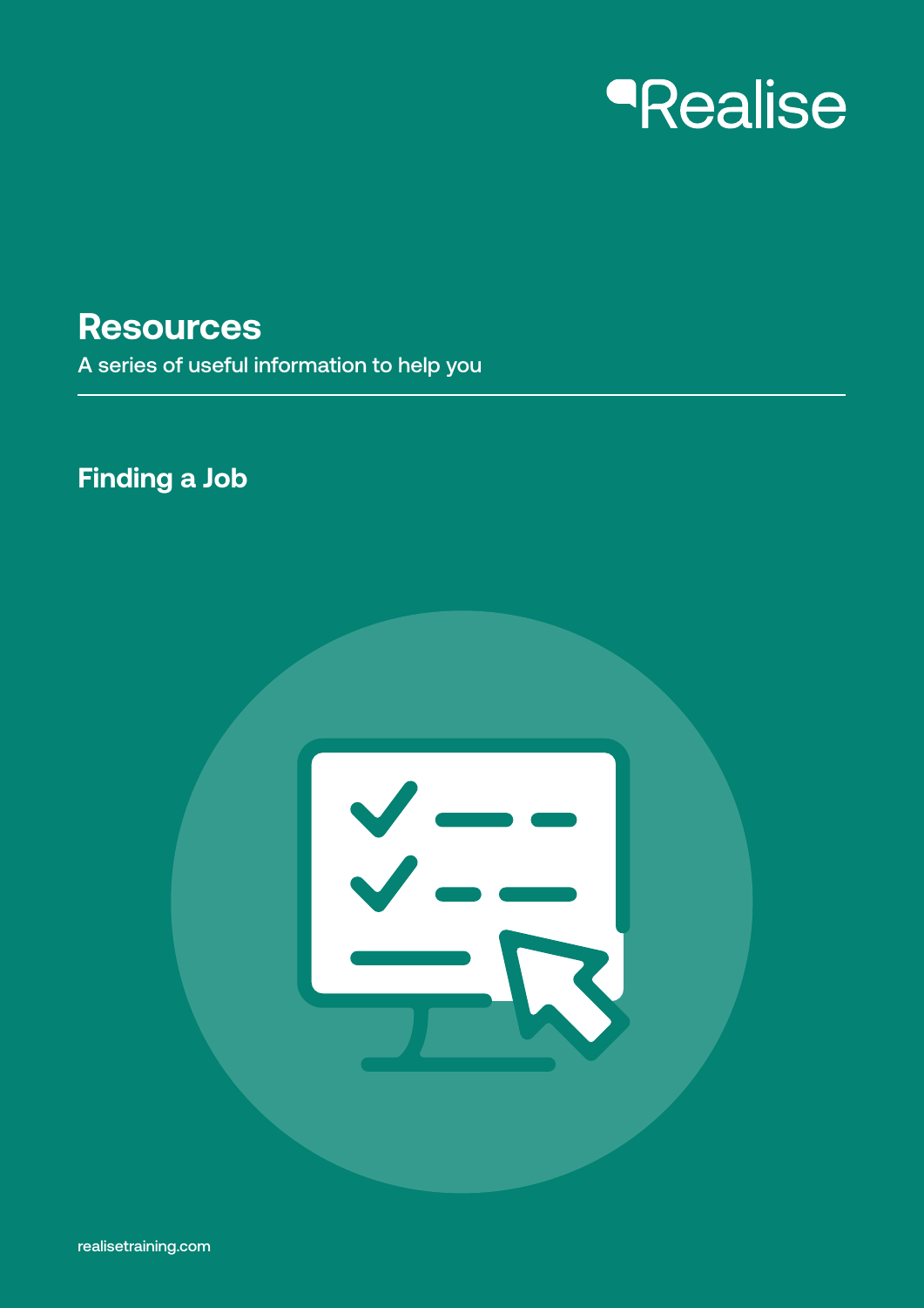Realise

# Resources

A series of useful information to help you

## Finding a Job

realisetraining.com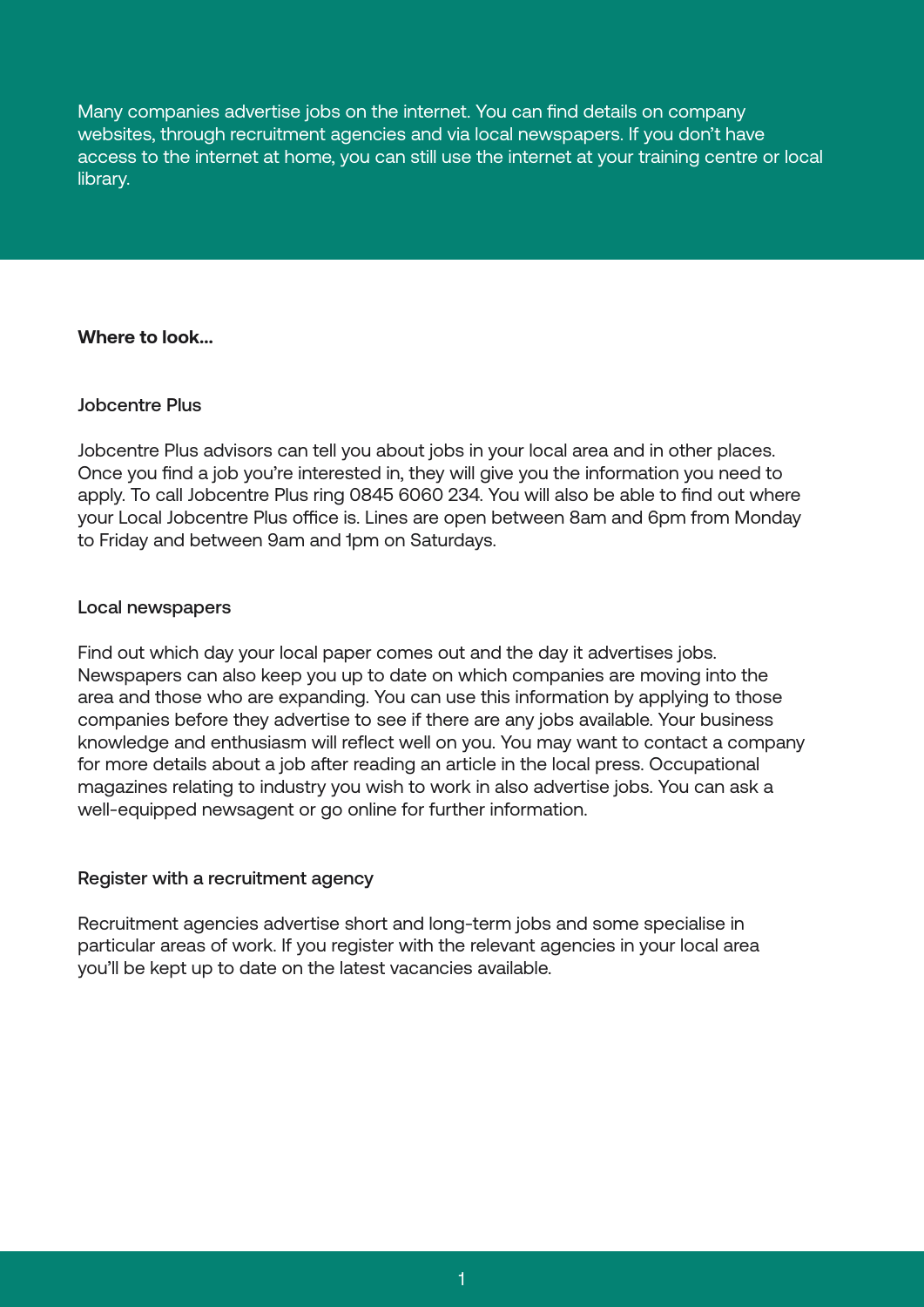Many companies advertise jobs on the internet. You can find details on company websites, through recruitment agencies and via local newspapers. If you don't have access to the internet at home, you can still use the internet at your training centre or local library.

**Where to look...**

### Jobcentre Plus

Jobcentre Plus advisors can tell you about jobs in your local area and in other places. Once you find a job you're interested in, they will give you the information you need to apply. To call Jobcentre Plus ring 0845 6060 234. You will also be able to find out where your Local Jobcentre Plus office is. Lines are open between 8am and 6pm from Monday to Friday and between 9am and 1pm on Saturdays.

### Local newspapers

Find out which day your local paper comes out and the day it advertises jobs. Newspapers can also keep you up to date on which companies are moving into the area and those who are expanding. You can use this information by applying to those companies before they advertise to see if there are any jobs available. Your business knowledge and enthusiasm will reflect well on you. You may want to contact a company for more details about a job after reading an article in the local press. Occupational magazines relating to industry you wish to work in also advertise jobs. You can ask a well-equipped newsagent or go online for further information.

### Register with a recruitment agency

Recruitment agencies advertise short and long-term jobs and some specialise in particular areas of work. If you register with the relevant agencies in your local area you'll be kept up to date on the latest vacancies available.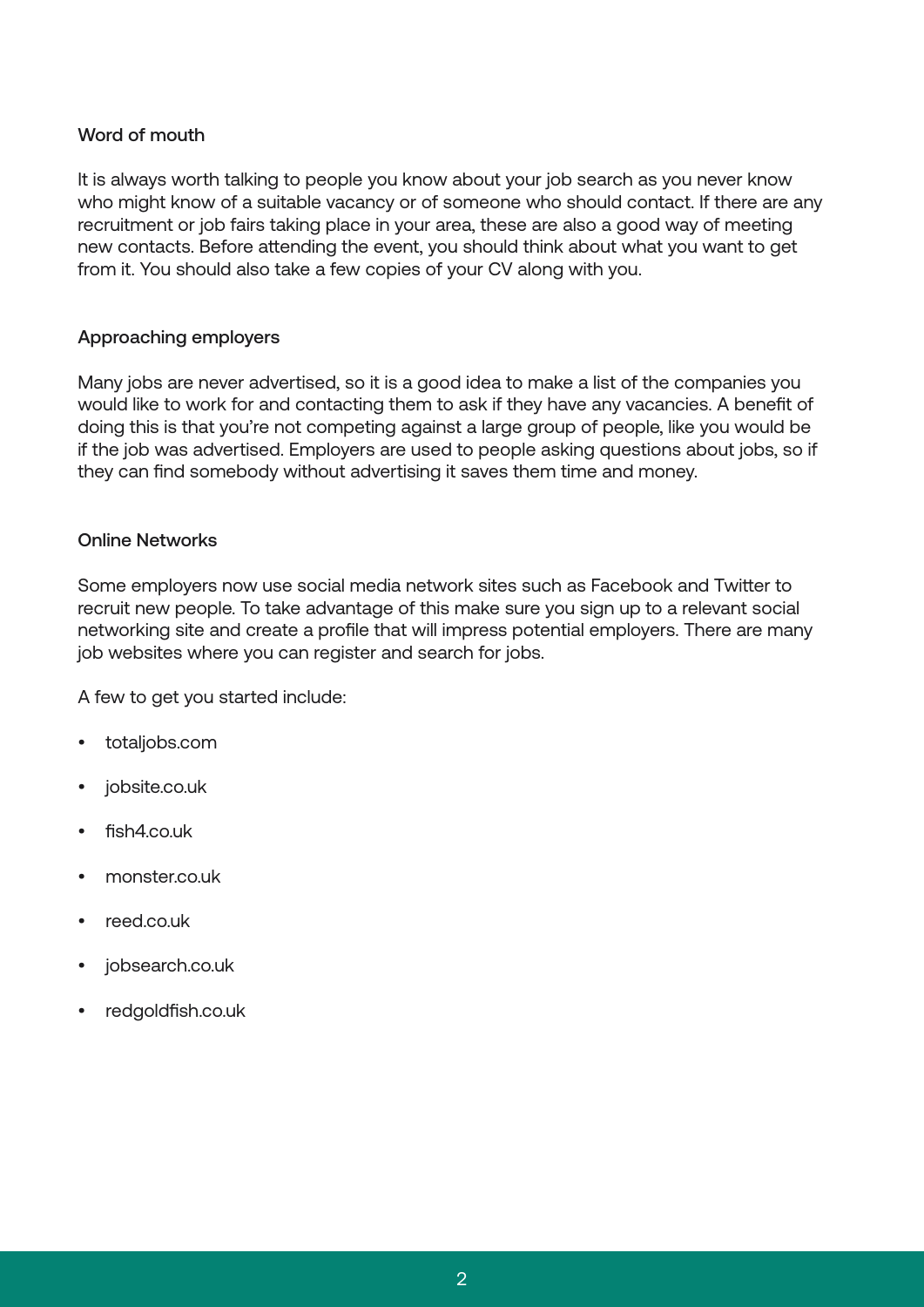### Word of mouth

It is always worth talking to people you know about your job search as you never know who might know of a suitable vacancy or of someone who should contact. If there are any recruitment or job fairs taking place in your area, these are also a good way of meeting new contacts. Before attending the event, you should think about what you want to get from it. You should also take a few copies of your CV along with you.

### Approaching employers

Many jobs are never advertised, so it is a good idea to make a list of the companies you would like to work for and contacting them to ask if they have any vacancies. A benefit of doing this is that you're not competing against a large group of people, like you would be if the job was advertised. Employers are used to people asking questions about jobs, so if they can find somebody without advertising it saves them time and money.

### Online Networks

Some employers now use social media network sites such as Facebook and Twitter to recruit new people. To take advantage of this make sure you sign up to a relevant social networking site and create a profile that will impress potential employers. There are many job websites where you can register and search for jobs.

A few to get you started include:

- totaljobs.com
- jobsite.co.uk
- fish4.co.uk
- monster.co.uk
- reed.co.uk
- jobsearch.co.uk
- redgoldfish.co.uk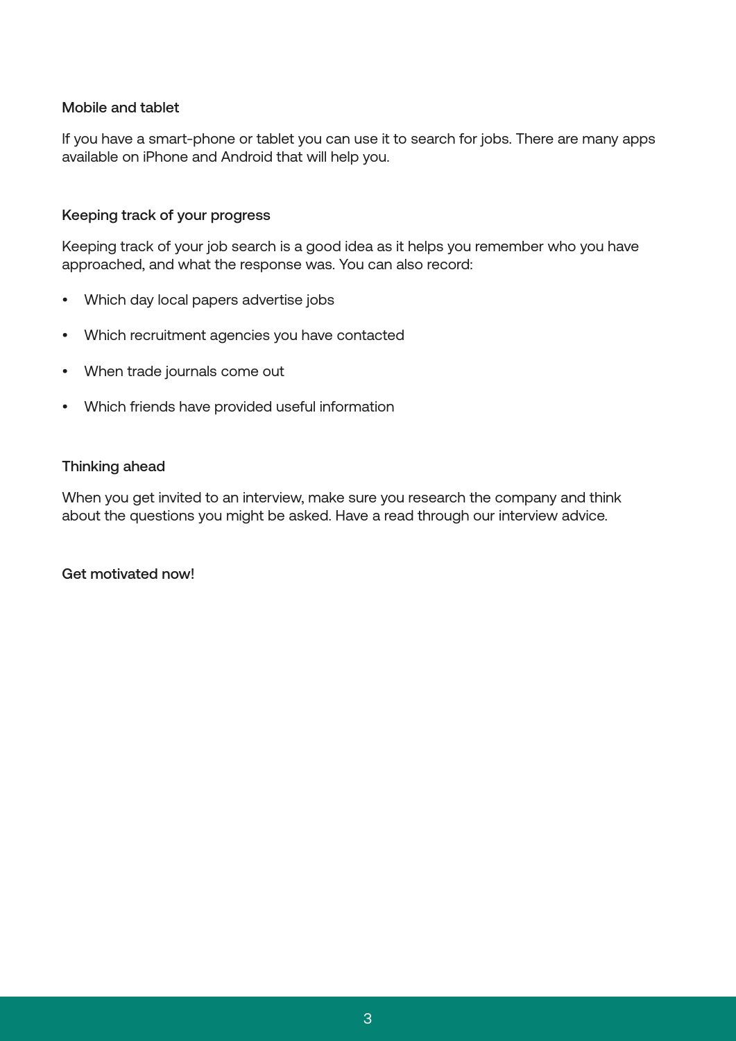### Mobile and tablet

If you have a smart-phone or tablet you can use it to search for jobs. There are many apps available on iPhone and Android that will help you.

### Keeping track of your progress

Keeping track of your job search is a good idea as it helps you remember who you have approached, and what the response was. You can also record:

- Which day local papers advertise jobs
- Which recruitment agencies you have contacted
- When trade journals come out
- Which friends have provided useful information

### Thinking ahead

When you get invited to an interview, make sure you research the company and think about the questions you might be asked. Have a read through our interview advice.

### Get motivated now!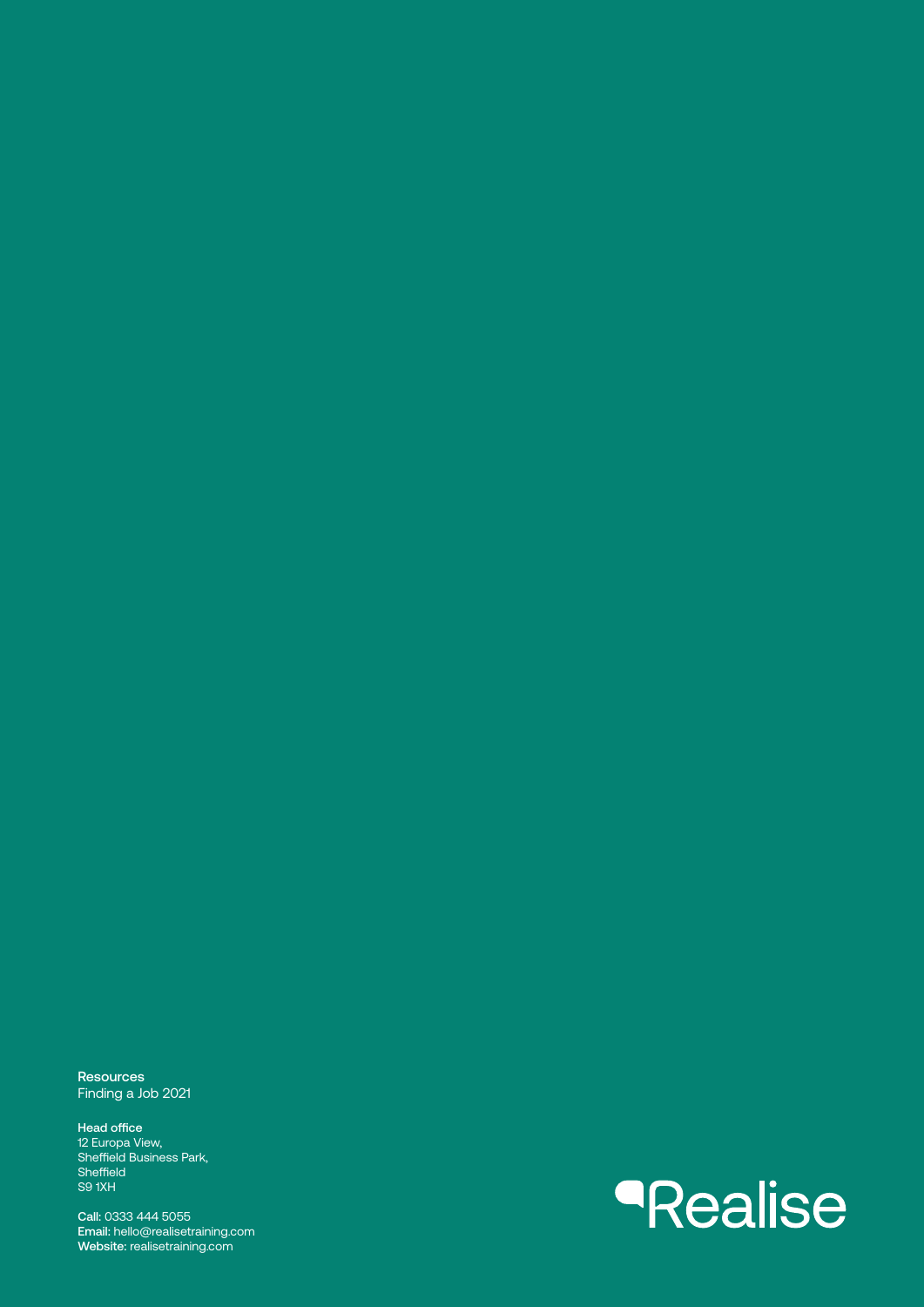**Resources**
Finding a Job 2021

**Head office**
12 Europa View,
Sheffield Business Park,
Sheffield
S9 1XH

**Call:** 0333 444 5055
**Email:** hello@realisetraining.com
**Website:** realisetraining.com

Realise